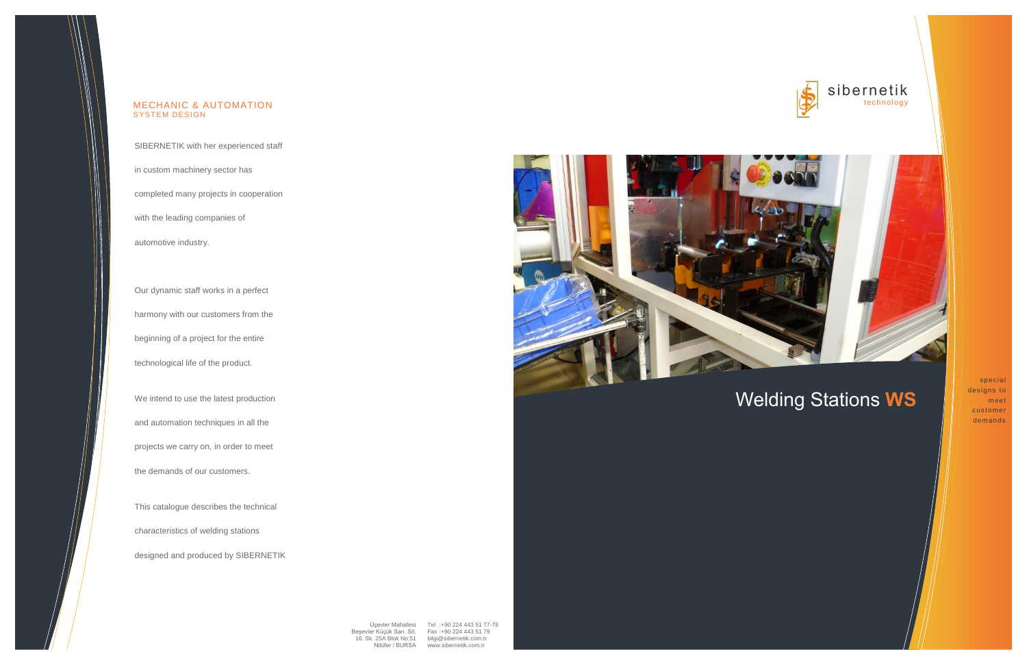## MECHANIC & AUTOMATION
### SYSTEM DESIGN

SIBERNETIK with her experienced staff in custom machinery sector has completed many projects in cooperation with the leading companies of automotive industry.

Our dynamic staff works in a perfect harmony with our customers from the beginning of a project for the entire technological life of the product.

We intend to use the latest production and automation techniques in all the projects we carry on, in order to meet the demands of our customers.

This catalogue describes the technical characteristics of welding stations designed and produced by SIBERNETIK

Üçevler Mahallesi
Beşevler Küçük San. Sit.
16. Sk. 25A Blok No:51
Nilüfer / BURSA

Tel :+90 224 443 51 77-78
Fax :+90 224 443 51 79
bilgi@sibernetik.com.tr
www.sibernetik.com.tr

sibernetik technology

# Welding Stations **WS**

special designs to meet customer demands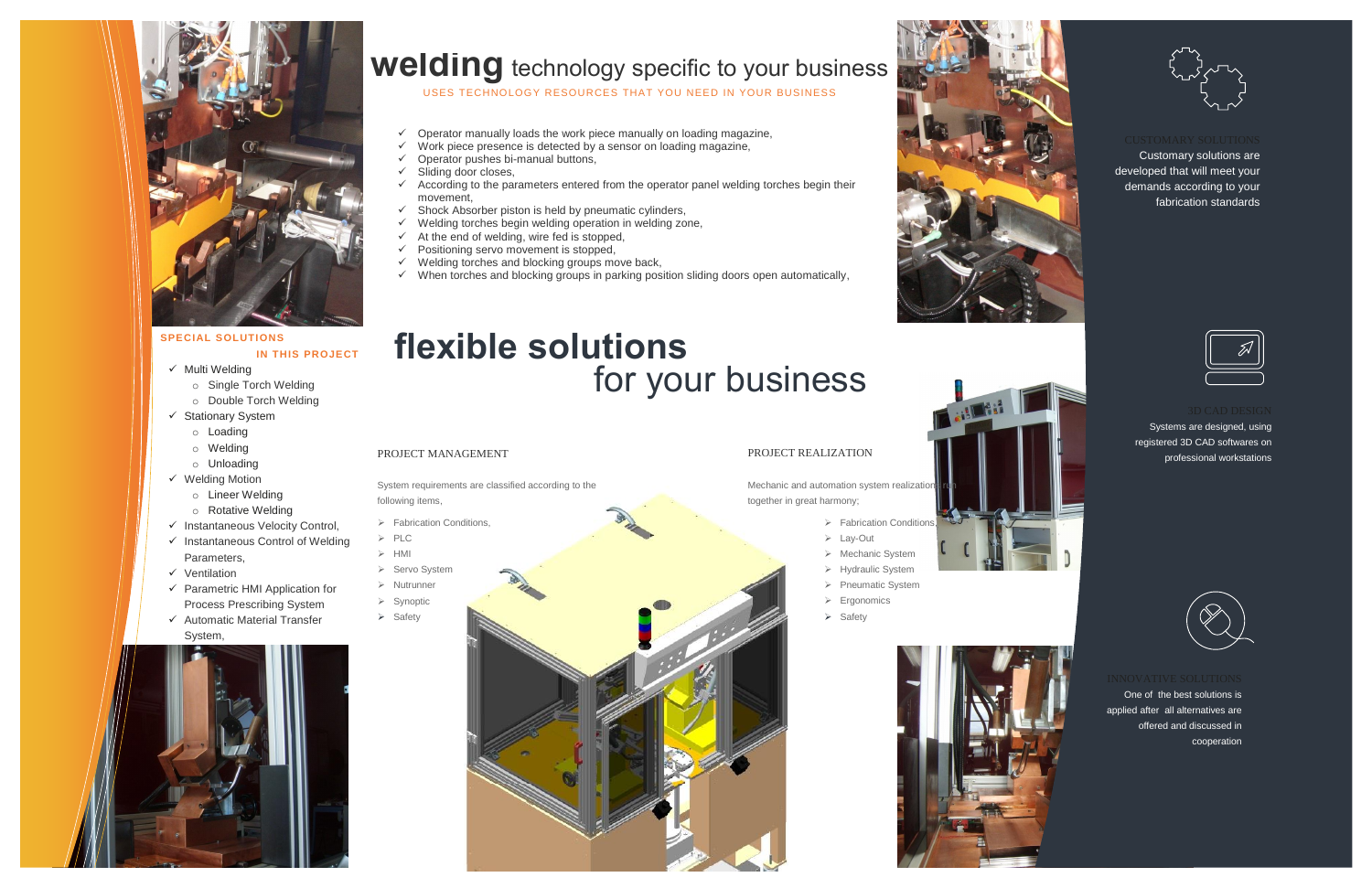# welding technology specific to your business

USES TECHNOLOGY RESOURCES THAT YOU NEED IN YOUR BUSINESS

- Operator manually loads the work piece manually on loading magazine,
- Work piece presence is detected by a sensor on loading magazine,
- Operator pushes bi-manual buttons,
- Sliding door closes,
- According to the parameters entered from the operator panel welding torches begin their movement,
- Shock Absorber piston is held by pneumatic cylinders,
- Welding torches begin welding operation in welding zone,
- At the end of welding, wire fed is stopped,
- Positioning servo movement is stopped,
- Welding torches and blocking groups move back,
- When torches and blocking groups in parking position sliding doors open automatically,

## SPECIAL SOLUTIONS IN THIS PROJECT

- Multi Welding
  - Single Torch Welding
  - Double Torch Welding
- Stationary System
  - Loading
  - Welding
  - Unloading
- Welding Motion
  - Lineer Welding
  - Rotative Welding
- Instantaneous Velocity Control,
- Instantaneous Control of Welding Parameters,
- Ventilation
- Parametric HMI Application for Process Prescribing System
- Automatic Material Transfer System,

# flexible solutions for your business

### PROJECT MANAGEMENT

System requirements are classified according to the following items,

- Fabrication Conditions,
- PLC
- HMI
- Servo System
- Nutrunner
- Synoptic
- Safety

### PROJECT REALIZATION

Mechanic and automation system realization run together in great harmony;

- Fabrication Conditions,
- Lay-Out
- Mechanic System
- Hydraulic System
- Pneumatic System
- Ergonomics
- Safety

### CUSTOMARY SOLUTIONS

Customary solutions are developed that will meet your demands according to your fabrication standards

### 3D CAD DESIGN

Systems are designed, using registered 3D CAD softwares on professional workstations

### INNOVATIVE SOLUTIONS

One of the best solutions is applied after all alternatives are offered and discussed in cooperation